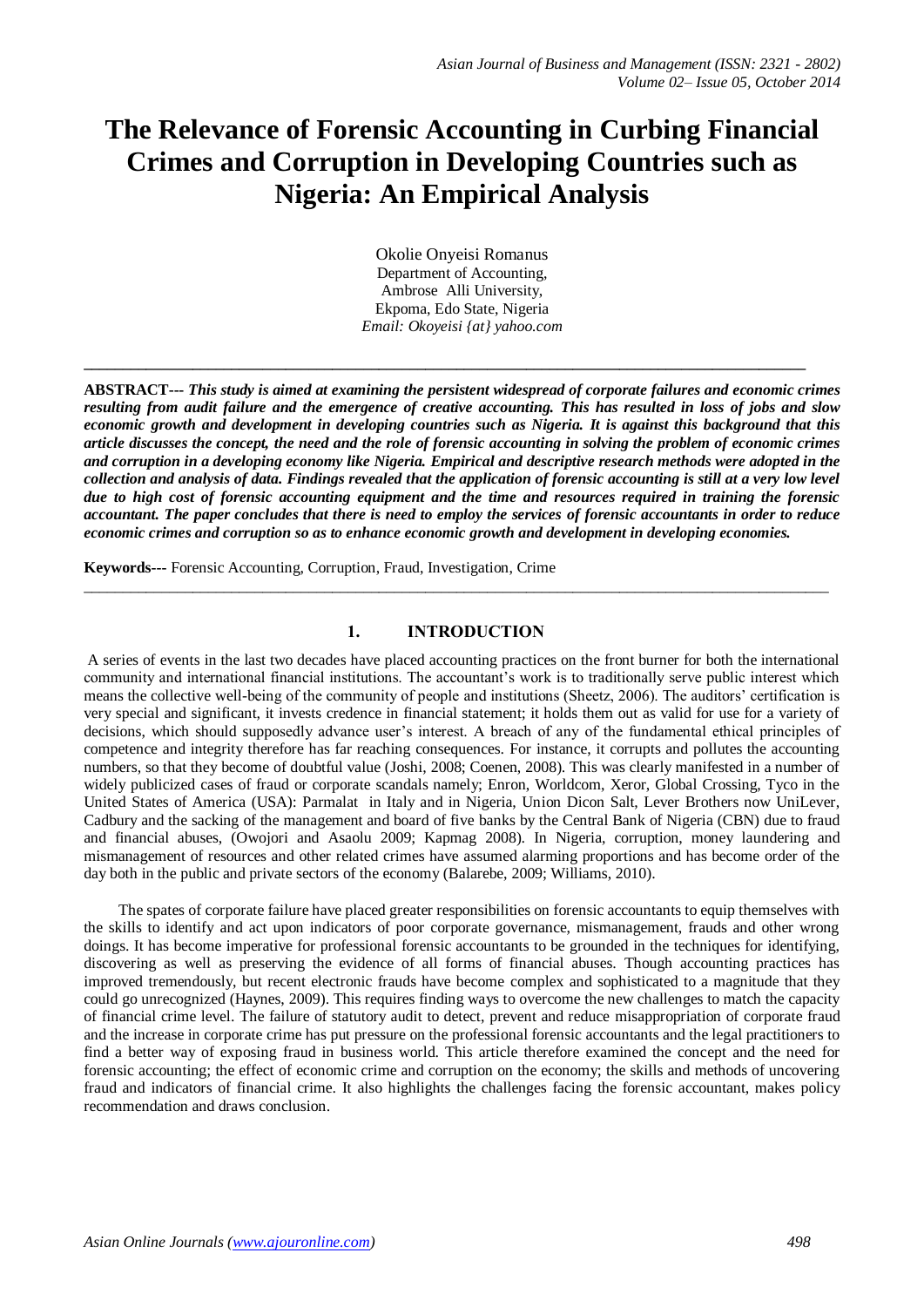# The Relevance of Forensic Accounting in Curbing Financial Crimes and Corruption in Developing Countries such as Nigeria: An Empirical Analysis

Okolie Onyeisi Romanus
Department of Accounting,
Ambrose Alli University,
Ekpoma, Edo State, Nigeria
*Email: Okoyeisi {at} yahoo.com*

---

**ABSTRACT---** ***This study is aimed at examining the persistent widespread of corporate failures and economic crimes resulting from audit failure and the emergence of creative accounting. This has resulted in loss of jobs and slow economic growth and development in developing countries such as Nigeria. It is against this background that this article discusses the concept, the need and the role of forensic accounting in solving the problem of economic crimes and corruption in a developing economy like Nigeria. Empirical and descriptive research methods were adopted in the collection and analysis of data. Findings revealed that the application of forensic accounting is still at a very low level due to high cost of forensic accounting equipment and the time and resources required in training the forensic accountant. The paper concludes that there is need to employ the services of forensic accountants in order to reduce economic crimes and corruption so as to enhance economic growth and development in developing economies.***

**Keywords---** Forensic Accounting, Corruption, Fraud, Investigation, Crime

---

## 1. INTRODUCTION

A series of events in the last two decades have placed accounting practices on the front burner for both the international community and international financial institutions. The accountant's work is to traditionally serve public interest which means the collective well-being of the community of people and institutions (Sheetz, 2006). The auditors' certification is very special and significant, it invests credence in financial statement; it holds them out as valid for use for a variety of decisions, which should supposedly advance user's interest. A breach of any of the fundamental ethical principles of competence and integrity therefore has far reaching consequences. For instance, it corrupts and pollutes the accounting numbers, so that they become of doubtful value (Joshi, 2008; Coenen, 2008). This was clearly manifested in a number of widely publicized cases of fraud or corporate scandals namely; Enron, Worldcom, Xeror, Global Crossing, Tyco in the United States of America (USA): Parmalat in Italy and in Nigeria, Union Dicon Salt, Lever Brothers now UniLever, Cadbury and the sacking of the management and board of five banks by the Central Bank of Nigeria (CBN) due to fraud and financial abuses, (Owojori and Asaolu 2009; Kapmag 2008). In Nigeria, corruption, money laundering and mismanagement of resources and other related crimes have assumed alarming proportions and has become order of the day both in the public and private sectors of the economy (Balarebe, 2009; Williams, 2010).

The spates of corporate failure have placed greater responsibilities on forensic accountants to equip themselves with the skills to identify and act upon indicators of poor corporate governance, mismanagement, frauds and other wrong doings. It has become imperative for professional forensic accountants to be grounded in the techniques for identifying, discovering as well as preserving the evidence of all forms of financial abuses. Though accounting practices has improved tremendously, but recent electronic frauds have become complex and sophisticated to a magnitude that they could go unrecognized (Haynes, 2009). This requires finding ways to overcome the new challenges to match the capacity of financial crime level. The failure of statutory audit to detect, prevent and reduce misappropriation of corporate fraud and the increase in corporate crime has put pressure on the professional forensic accountants and the legal practitioners to find a better way of exposing fraud in business world. This article therefore examined the concept and the need for forensic accounting; the effect of economic crime and corruption on the economy; the skills and methods of uncovering fraud and indicators of financial crime. It also highlights the challenges facing the forensic accountant, makes policy recommendation and draws conclusion.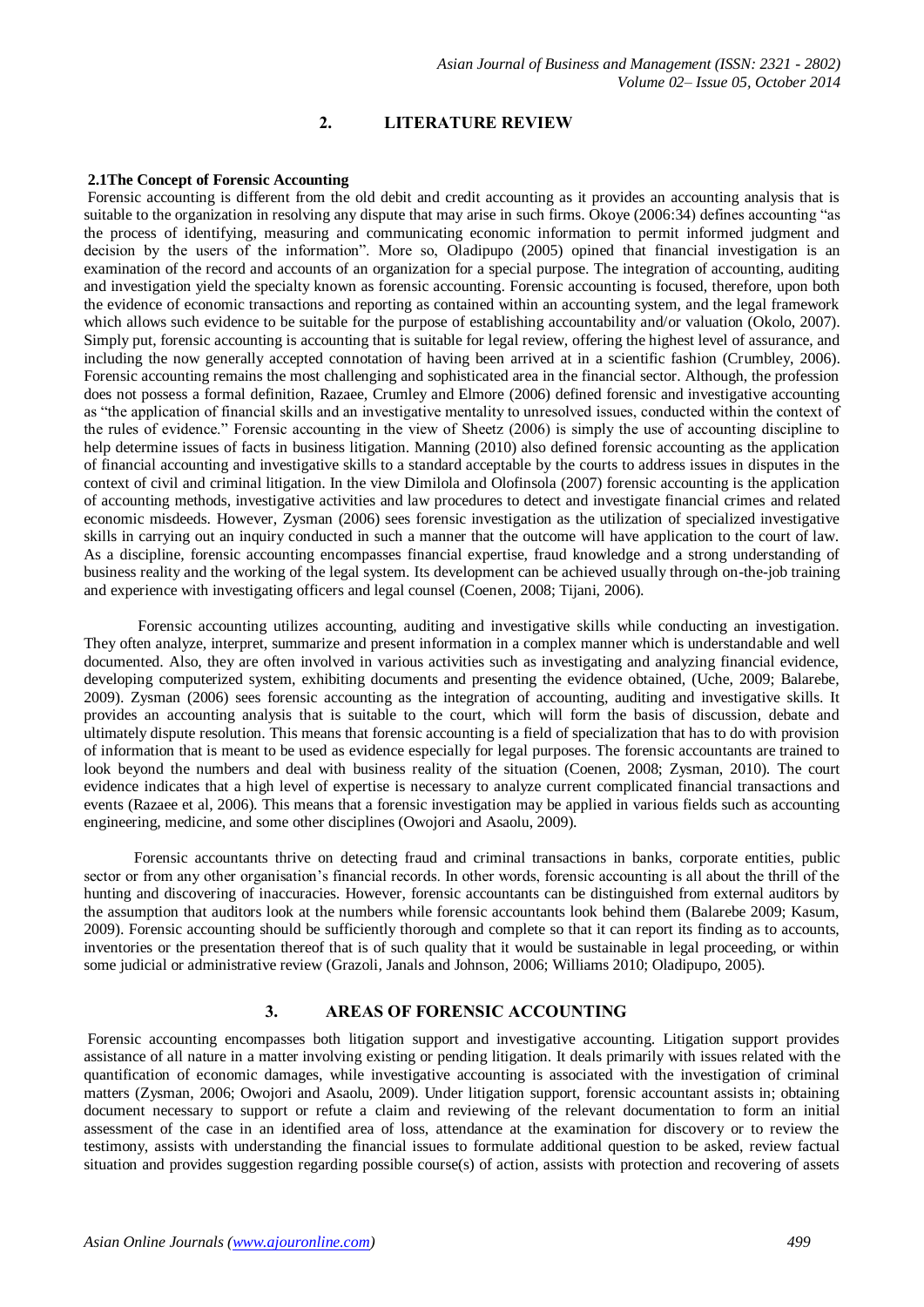## 2. LITERATURE REVIEW

### 2.1The Concept of Forensic Accounting

Forensic accounting is different from the old debit and credit accounting as it provides an accounting analysis that is suitable to the organization in resolving any dispute that may arise in such firms. Okoye (2006:34) defines accounting "as the process of identifying, measuring and communicating economic information to permit informed judgment and decision by the users of the information". More so, Oladipupo (2005) opined that financial investigation is an examination of the record and accounts of an organization for a special purpose. The integration of accounting, auditing and investigation yield the specialty known as forensic accounting. Forensic accounting is focused, therefore, upon both the evidence of economic transactions and reporting as contained within an accounting system, and the legal framework which allows such evidence to be suitable for the purpose of establishing accountability and/or valuation (Okolo, 2007). Simply put, forensic accounting is accounting that is suitable for legal review, offering the highest level of assurance, and including the now generally accepted connotation of having been arrived at in a scientific fashion (Crumbley, 2006). Forensic accounting remains the most challenging and sophisticated area in the financial sector. Although, the profession does not possess a formal definition, Razaee, Crumley and Elmore (2006) defined forensic and investigative accounting as "the application of financial skills and an investigative mentality to unresolved issues, conducted within the context of the rules of evidence." Forensic accounting in the view of Sheetz (2006) is simply the use of accounting discipline to help determine issues of facts in business litigation. Manning (2010) also defined forensic accounting as the application of financial accounting and investigative skills to a standard acceptable by the courts to address issues in disputes in the context of civil and criminal litigation. In the view Dimilola and Olofinsola (2007) forensic accounting is the application of accounting methods, investigative activities and law procedures to detect and investigate financial crimes and related economic misdeeds. However, Zysman (2006) sees forensic investigation as the utilization of specialized investigative skills in carrying out an inquiry conducted in such a manner that the outcome will have application to the court of law. As a discipline, forensic accounting encompasses financial expertise, fraud knowledge and a strong understanding of business reality and the working of the legal system. Its development can be achieved usually through on-the-job training and experience with investigating officers and legal counsel (Coenen, 2008; Tijani, 2006).

Forensic accounting utilizes accounting, auditing and investigative skills while conducting an investigation. They often analyze, interpret, summarize and present information in a complex manner which is understandable and well documented. Also, they are often involved in various activities such as investigating and analyzing financial evidence, developing computerized system, exhibiting documents and presenting the evidence obtained, (Uche, 2009; Balarebe, 2009). Zysman (2006) sees forensic accounting as the integration of accounting, auditing and investigative skills. It provides an accounting analysis that is suitable to the court, which will form the basis of discussion, debate and ultimately dispute resolution. This means that forensic accounting is a field of specialization that has to do with provision of information that is meant to be used as evidence especially for legal purposes. The forensic accountants are trained to look beyond the numbers and deal with business reality of the situation (Coenen, 2008; Zysman, 2010). The court evidence indicates that a high level of expertise is necessary to analyze current complicated financial transactions and events (Razaee et al, 2006). This means that a forensic investigation may be applied in various fields such as accounting engineering, medicine, and some other disciplines (Owojori and Asaolu, 2009).

Forensic accountants thrive on detecting fraud and criminal transactions in banks, corporate entities, public sector or from any other organisation's financial records. In other words, forensic accounting is all about the thrill of the hunting and discovering of inaccuracies. However, forensic accountants can be distinguished from external auditors by the assumption that auditors look at the numbers while forensic accountants look behind them (Balarebe 2009; Kasum, 2009). Forensic accounting should be sufficiently thorough and complete so that it can report its finding as to accounts, inventories or the presentation thereof that is of such quality that it would be sustainable in legal proceeding, or within some judicial or administrative review (Grazoli, Janals and Johnson, 2006; Williams 2010; Oladipupo, 2005).

## 3. AREAS OF FORENSIC ACCOUNTING

Forensic accounting encompasses both litigation support and investigative accounting. Litigation support provides assistance of all nature in a matter involving existing or pending litigation. It deals primarily with issues related with the quantification of economic damages, while investigative accounting is associated with the investigation of criminal matters (Zysman, 2006; Owojori and Asaolu, 2009). Under litigation support, forensic accountant assists in; obtaining document necessary to support or refute a claim and reviewing of the relevant documentation to form an initial assessment of the case in an identified area of loss, attendance at the examination for discovery or to review the testimony, assists with understanding the financial issues to formulate additional question to be asked, review factual situation and provides suggestion regarding possible course(s) of action, assists with protection and recovering of assets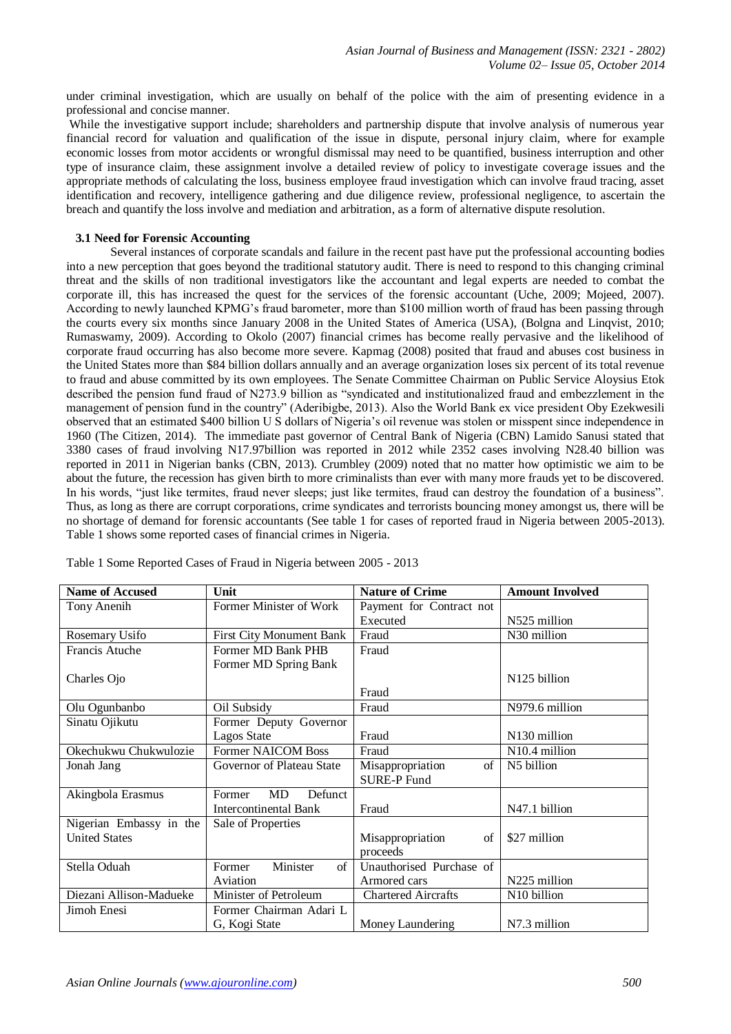under criminal investigation, which are usually on behalf of the police with the aim of presenting evidence in a professional and concise manner.

While the investigative support include; shareholders and partnership dispute that involve analysis of numerous year financial record for valuation and qualification of the issue in dispute, personal injury claim, where for example economic losses from motor accidents or wrongful dismissal may need to be quantified, business interruption and other type of insurance claim, these assignment involve a detailed review of policy to investigate coverage issues and the appropriate methods of calculating the loss, business employee fraud investigation which can involve fraud tracing, asset identification and recovery, intelligence gathering and due diligence review, professional negligence, to ascertain the breach and quantify the loss involve and mediation and arbitration, as a form of alternative dispute resolution.

### 3.1 Need for Forensic Accounting

Several instances of corporate scandals and failure in the recent past have put the professional accounting bodies into a new perception that goes beyond the traditional statutory audit. There is need to respond to this changing criminal threat and the skills of non traditional investigators like the accountant and legal experts are needed to combat the corporate ill, this has increased the quest for the services of the forensic accountant (Uche, 2009; Mojeed, 2007). According to newly launched KPMG's fraud barometer, more than $100 million worth of fraud has been passing through the courts every six months since January 2008 in the United States of America (USA), (Bolgna and Linqvist, 2010; Rumaswamy, 2009). According to Okolo (2007) financial crimes has become really pervasive and the likelihood of corporate fraud occurring has also become more severe. Kapmag (2008) posited that fraud and abuses cost business in the United States more than $84 billion dollars annually and an average organization loses six percent of its total revenue to fraud and abuse committed by its own employees. The Senate Committee Chairman on Public Service Aloysius Etok described the pension fund fraud of N273.9 billion as "syndicated and institutionalized fraud and embezzlement in the management of pension fund in the country" (Aderibigbe, 2013). Also the World Bank ex vice president Oby Ezekwesili observed that an estimated $400 billion U S dollars of Nigeria's oil revenue was stolen or misspent since independence in 1960 (The Citizen, 2014). The immediate past governor of Central Bank of Nigeria (CBN) Lamido Sanusi stated that 3380 cases of fraud involving N17.97billion was reported in 2012 while 2352 cases involving N28.40 billion was reported in 2011 in Nigerian banks (CBN, 2013). Crumbley (2009) noted that no matter how optimistic we aim to be about the future, the recession has given birth to more criminalists than ever with many more frauds yet to be discovered. In his words, "just like termites, fraud never sleeps; just like termites, fraud can destroy the foundation of a business". Thus, as long as there are corrupt corporations, crime syndicates and terrorists bouncing money amongst us, there will be no shortage of demand for forensic accountants (See table 1 for cases of reported fraud in Nigeria between 2005-2013). Table 1 shows some reported cases of financial crimes in Nigeria.

Table 1 Some Reported Cases of Fraud in Nigeria between 2005 - 2013

| Name of Accused | Unit | Nature of Crime | Amount Involved |
|---|---|---|---|
| Tony Anenih | Former Minister of Work | Payment for Contract not Executed | N525 million |
| Rosemary Usifo | First City Monument Bank | Fraud | N30 million |
| Francis Atuche<br>Charles Ojo | Former MD Bank PHB<br>Former MD Spring Bank | Fraud<br>Fraud | N125 billion |
| Olu Ogunbanbo | Oil Subsidy | Fraud | N979.6 million |
| Sinatu Ojikutu | Former Deputy Governor Lagos State | Fraud | N130 million |
| Okechukwu Chukwulozie | Former NAICOM Boss | Fraud | N10.4 million |
| Jonah Jang | Governor of Plateau State | Misappropriation of SURE-P Fund | N5 billion |
| Akingbola Erasmus | Former MD Defunct Intercontinental Bank | Fraud | N47.1 billion |
| Nigerian Embassy in the United States | Sale of Properties | Misappropriation of proceeds | $27 million |
| Stella Oduah | Former Minister of Aviation | Unauthorised Purchase of Armored cars | N225 million |
| Diezani Allison-Madueke | Minister of Petroleum | Chartered Aircrafts | N10 billion |
| Jimoh Enesi | Former Chairman Adari L G, Kogi State | Money Laundering | N7.3 million |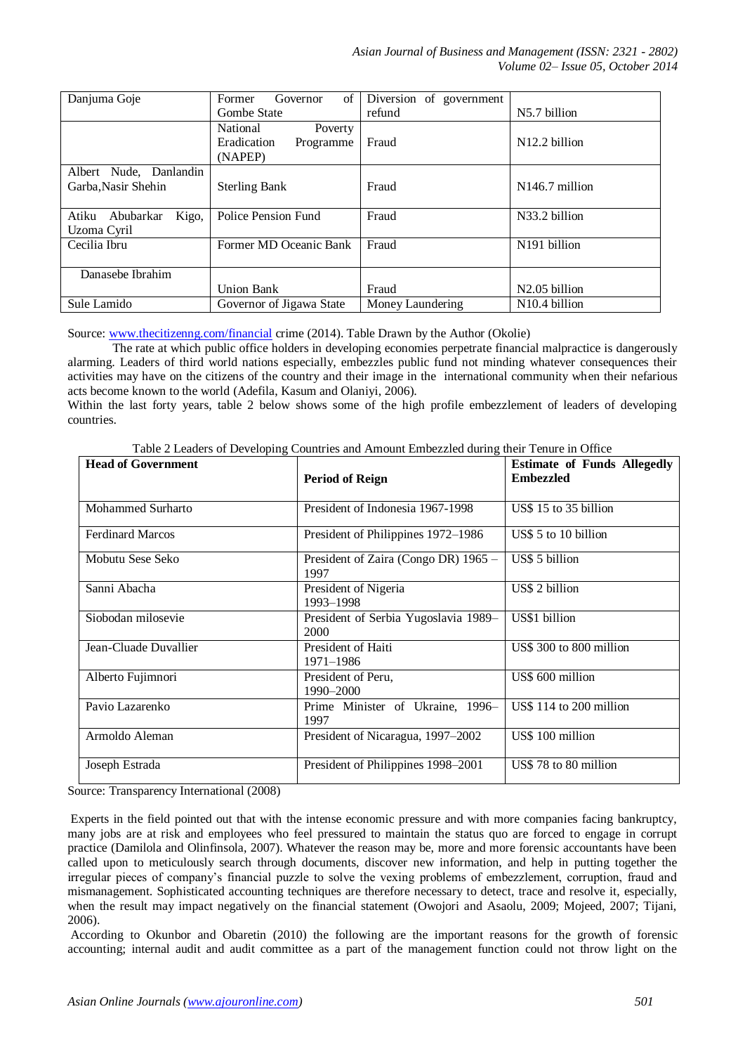| Danjuma Goje | Former Governor of Gombe State | Diversion of government refund | N5.7 billion |
|---|---|---|---|
| | National Poverty Eradication Programme (NAPEP) | Fraud | N12.2 billion |
| Albert Nude, Danlandin Garba,Nasir Shehin | Sterling Bank | Fraud | N146.7 million |
| Atiku Abubarkar Kigo, Uzoma Cyril | Police Pension Fund | Fraud | N33.2 billion |
| Cecilia Ibru | Former MD Oceanic Bank | Fraud | N191 billion |
| Danasebe Ibrahim | Union Bank | Fraud | N2.05 billion |
| Sule Lamido | Governor of Jigawa State | Money Laundering | N10.4 billion |

Source: www.thecitizenng.com/financial crime (2014). Table Drawn by the Author (Okolie)

The rate at which public office holders in developing economies perpetrate financial malpractice is dangerously alarming. Leaders of third world nations especially, embezzles public fund not minding whatever consequences their activities may have on the citizens of the country and their image in the international community when their nefarious acts become known to the world (Adefila, Kasum and Olaniyi, 2006).

Within the last forty years, table 2 below shows some of the high profile embezzlement of leaders of developing countries.

Table 2 Leaders of Developing Countries and Amount Embezzled during their Tenure in Office

| **Head of Government** | **Period of Reign** | **Estimate of Funds Allegedly Embezzled** |
|---|---|---|
| Mohammed Surharto | President of Indonesia 1967-1998 | US$ 15 to 35 billion |
| Ferdinard Marcos | President of Philippines 1972–1986 | US$ 5 to 10 billion |
| Mobutu Sese Seko | President of Zaira (Congo DR) 1965 – 1997 | US$ 5 billion |
| Sanni Abacha | President of Nigeria 1993–1998 | US$ 2 billion |
| Siobodan milosevie | President of Serbia Yugoslavia 1989–2000 | US$1 billion |
| Jean-Cluade Duvallier | President of Haiti 1971–1986 | US$ 300 to 800 million |
| Alberto Fujimnori | President of Peru, 1990–2000 | US$ 600 million |
| Pavio Lazarenko | Prime Minister of Ukraine, 1996–1997 | US$ 114 to 200 million |
| Armoldo Aleman | President of Nicaragua, 1997–2002 | US$ 100 million |
| Joseph Estrada | President of Philippines 1998–2001 | US$ 78 to 80 million |

Source: Transparency International (2008)

Experts in the field pointed out that with the intense economic pressure and with more companies facing bankruptcy, many jobs are at risk and employees who feel pressured to maintain the status quo are forced to engage in corrupt practice (Damilola and Olinfinsola, 2007). Whatever the reason may be, more and more forensic accountants have been called upon to meticulously search through documents, discover new information, and help in putting together the irregular pieces of company's financial puzzle to solve the vexing problems of embezzlement, corruption, fraud and mismanagement. Sophisticated accounting techniques are therefore necessary to detect, trace and resolve it, especially, when the result may impact negatively on the financial statement (Owojori and Asaolu, 2009; Mojeed, 2007; Tijani, 2006).

According to Okunbor and Obaretin (2010) the following are the important reasons for the growth of forensic accounting; internal audit and audit committee as a part of the management function could not throw light on the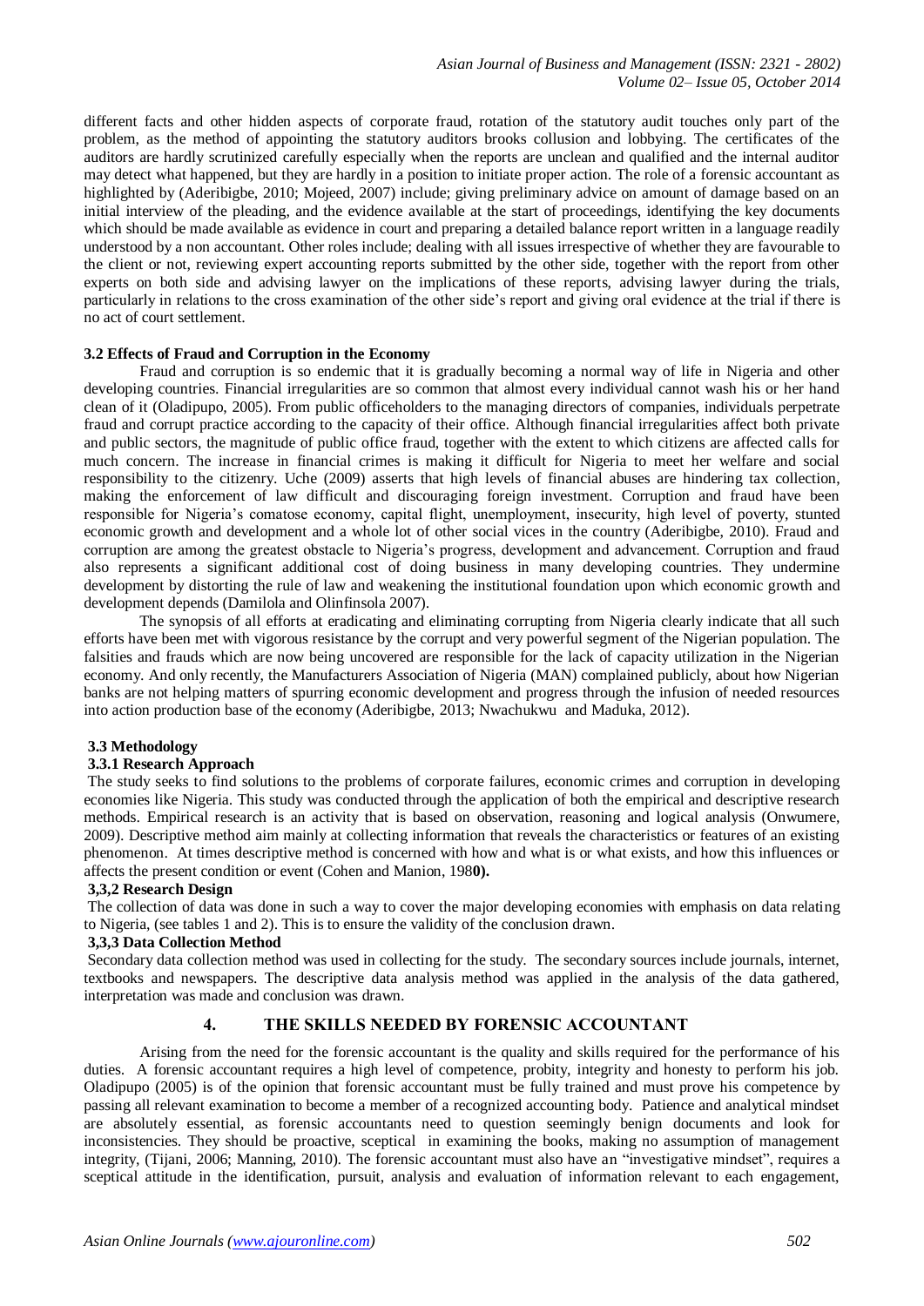different facts and other hidden aspects of corporate fraud, rotation of the statutory audit touches only part of the problem, as the method of appointing the statutory auditors brooks collusion and lobbying. The certificates of the auditors are hardly scrutinized carefully especially when the reports are unclean and qualified and the internal auditor may detect what happened, but they are hardly in a position to initiate proper action. The role of a forensic accountant as highlighted by (Aderibigbe, 2010; Mojeed, 2007) include; giving preliminary advice on amount of damage based on an initial interview of the pleading, and the evidence available at the start of proceedings, identifying the key documents which should be made available as evidence in court and preparing a detailed balance report written in a language readily understood by a non accountant. Other roles include; dealing with all issues irrespective of whether they are favourable to the client or not, reviewing expert accounting reports submitted by the other side, together with the report from other experts on both side and advising lawyer on the implications of these reports, advising lawyer during the trials, particularly in relations to the cross examination of the other side's report and giving oral evidence at the trial if there is no act of court settlement.

### 3.2 Effects of Fraud and Corruption in the Economy

Fraud and corruption is so endemic that it is gradually becoming a normal way of life in Nigeria and other developing countries. Financial irregularities are so common that almost every individual cannot wash his or her hand clean of it (Oladipupo, 2005). From public officeholders to the managing directors of companies, individuals perpetrate fraud and corrupt practice according to the capacity of their office. Although financial irregularities affect both private and public sectors, the magnitude of public office fraud, together with the extent to which citizens are affected calls for much concern. The increase in financial crimes is making it difficult for Nigeria to meet her welfare and social responsibility to the citizenry. Uche (2009) asserts that high levels of financial abuses are hindering tax collection, making the enforcement of law difficult and discouraging foreign investment. Corruption and fraud have been responsible for Nigeria's comatose economy, capital flight, unemployment, insecurity, high level of poverty, stunted economic growth and development and a whole lot of other social vices in the country (Aderibigbe, 2010). Fraud and corruption are among the greatest obstacle to Nigeria's progress, development and advancement. Corruption and fraud also represents a significant additional cost of doing business in many developing countries. They undermine development by distorting the rule of law and weakening the institutional foundation upon which economic growth and development depends (Damilola and Olinfinsola 2007).

The synopsis of all efforts at eradicating and eliminating corrupting from Nigeria clearly indicate that all such efforts have been met with vigorous resistance by the corrupt and very powerful segment of the Nigerian population. The falsities and frauds which are now being uncovered are responsible for the lack of capacity utilization in the Nigerian economy. And only recently, the Manufacturers Association of Nigeria (MAN) complained publicly, about how Nigerian banks are not helping matters of spurring economic development and progress through the infusion of needed resources into action production base of the economy (Aderibigbe, 2013; Nwachukwu and Maduka, 2012).

### 3.3 Methodology

#### 3.3.1 Research Approach

The study seeks to find solutions to the problems of corporate failures, economic crimes and corruption in developing economies like Nigeria. This study was conducted through the application of both the empirical and descriptive research methods. Empirical research is an activity that is based on observation, reasoning and logical analysis (Onwumere, 2009). Descriptive method aim mainly at collecting information that reveals the characteristics or features of an existing phenomenon. At times descriptive method is concerned with how and what is or what exists, and how this influences or affects the present condition or event (Cohen and Manion, 198**0).**

#### 3,3,2 Research Design

The collection of data was done in such a way to cover the major developing economies with emphasis on data relating to Nigeria, (see tables 1 and 2). This is to ensure the validity of the conclusion drawn.

#### 3,3,3 Data Collection Method

Secondary data collection method was used in collecting for the study. The secondary sources include journals, internet, textbooks and newspapers. The descriptive data analysis method was applied in the analysis of the data gathered, interpretation was made and conclusion was drawn.

## 4. THE SKILLS NEEDED BY FORENSIC ACCOUNTANT

Arising from the need for the forensic accountant is the quality and skills required for the performance of his duties. A forensic accountant requires a high level of competence, probity, integrity and honesty to perform his job. Oladipupo (2005) is of the opinion that forensic accountant must be fully trained and must prove his competence by passing all relevant examination to become a member of a recognized accounting body. Patience and analytical mindset are absolutely essential, as forensic accountants need to question seemingly benign documents and look for inconsistencies. They should be proactive, sceptical in examining the books, making no assumption of management integrity, (Tijani, 2006; Manning, 2010). The forensic accountant must also have an "investigative mindset", requires a sceptical attitude in the identification, pursuit, analysis and evaluation of information relevant to each engagement,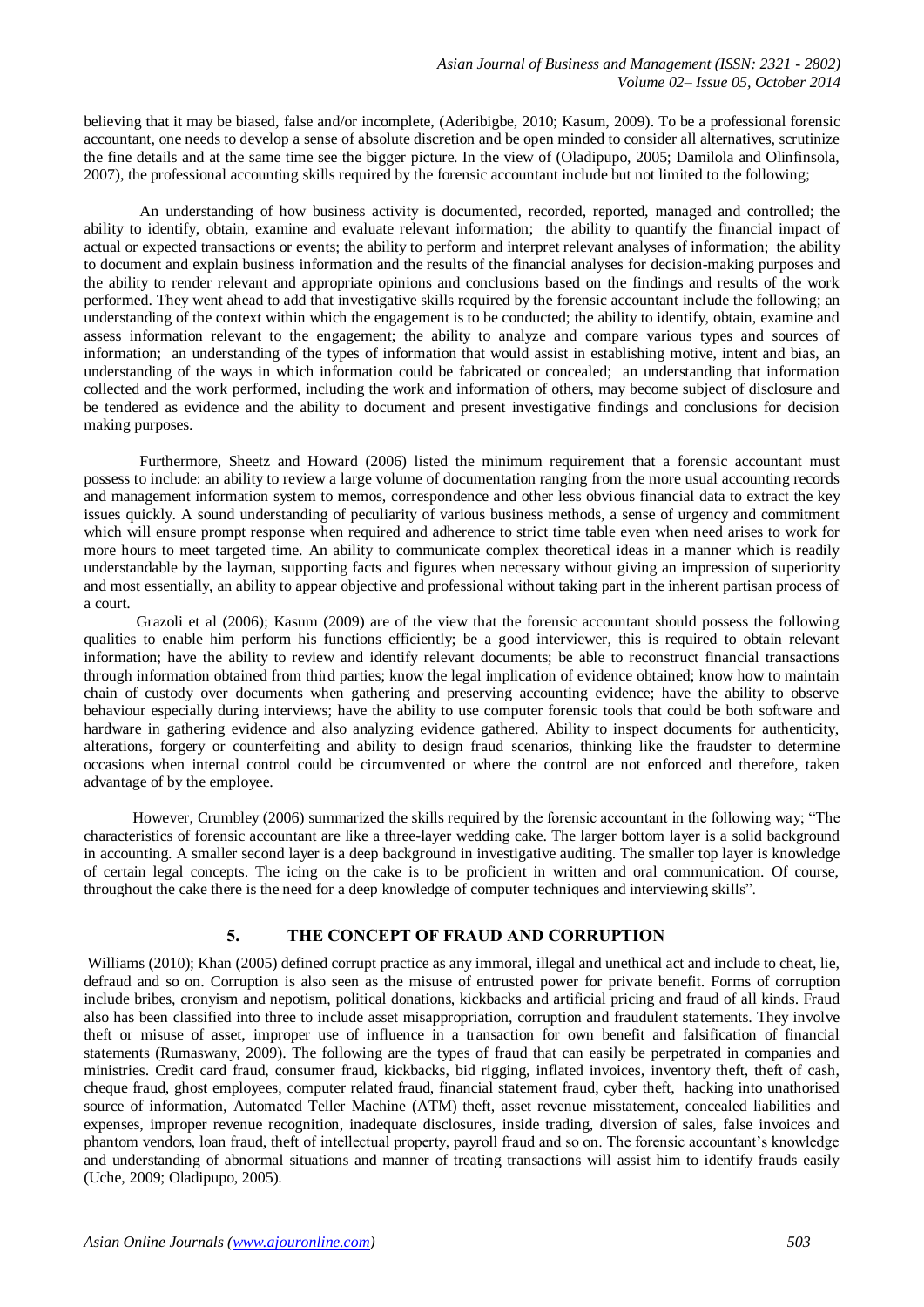believing that it may be biased, false and/or incomplete, (Aderibigbe, 2010; Kasum, 2009). To be a professional forensic accountant, one needs to develop a sense of absolute discretion and be open minded to consider all alternatives, scrutinize the fine details and at the same time see the bigger picture. In the view of (Oladipupo, 2005; Damilola and Olinfinsola, 2007), the professional accounting skills required by the forensic accountant include but not limited to the following;

An understanding of how business activity is documented, recorded, reported, managed and controlled; the ability to identify, obtain, examine and evaluate relevant information; the ability to quantify the financial impact of actual or expected transactions or events; the ability to perform and interpret relevant analyses of information; the ability to document and explain business information and the results of the financial analyses for decision-making purposes and the ability to render relevant and appropriate opinions and conclusions based on the findings and results of the work performed. They went ahead to add that investigative skills required by the forensic accountant include the following; an understanding of the context within which the engagement is to be conducted; the ability to identify, obtain, examine and assess information relevant to the engagement; the ability to analyze and compare various types and sources of information; an understanding of the types of information that would assist in establishing motive, intent and bias, an understanding of the ways in which information could be fabricated or concealed; an understanding that information collected and the work performed, including the work and information of others, may become subject of disclosure and be tendered as evidence and the ability to document and present investigative findings and conclusions for decision making purposes.

Furthermore, Sheetz and Howard (2006) listed the minimum requirement that a forensic accountant must possess to include: an ability to review a large volume of documentation ranging from the more usual accounting records and management information system to memos, correspondence and other less obvious financial data to extract the key issues quickly. A sound understanding of peculiarity of various business methods, a sense of urgency and commitment which will ensure prompt response when required and adherence to strict time table even when need arises to work for more hours to meet targeted time. An ability to communicate complex theoretical ideas in a manner which is readily understandable by the layman, supporting facts and figures when necessary without giving an impression of superiority and most essentially, an ability to appear objective and professional without taking part in the inherent partisan process of a court.

Grazoli et al (2006); Kasum (2009) are of the view that the forensic accountant should possess the following qualities to enable him perform his functions efficiently; be a good interviewer, this is required to obtain relevant information; have the ability to review and identify relevant documents; be able to reconstruct financial transactions through information obtained from third parties; know the legal implication of evidence obtained; know how to maintain chain of custody over documents when gathering and preserving accounting evidence; have the ability to observe behaviour especially during interviews; have the ability to use computer forensic tools that could be both software and hardware in gathering evidence and also analyzing evidence gathered. Ability to inspect documents for authenticity, alterations, forgery or counterfeiting and ability to design fraud scenarios, thinking like the fraudster to determine occasions when internal control could be circumvented or where the control are not enforced and therefore, taken advantage of by the employee.

However, Crumbley (2006) summarized the skills required by the forensic accountant in the following way; "The characteristics of forensic accountant are like a three-layer wedding cake. The larger bottom layer is a solid background in accounting. A smaller second layer is a deep background in investigative auditing. The smaller top layer is knowledge of certain legal concepts. The icing on the cake is to be proficient in written and oral communication. Of course, throughout the cake there is the need for a deep knowledge of computer techniques and interviewing skills".

## 5. THE CONCEPT OF FRAUD AND CORRUPTION

Williams (2010); Khan (2005) defined corrupt practice as any immoral, illegal and unethical act and include to cheat, lie, defraud and so on. Corruption is also seen as the misuse of entrusted power for private benefit. Forms of corruption include bribes, cronyism and nepotism, political donations, kickbacks and artificial pricing and fraud of all kinds. Fraud also has been classified into three to include asset misappropriation, corruption and fraudulent statements. They involve theft or misuse of asset, improper use of influence in a transaction for own benefit and falsification of financial statements (Rumaswany, 2009). The following are the types of fraud that can easily be perpetrated in companies and ministries. Credit card fraud, consumer fraud, kickbacks, bid rigging, inflated invoices, inventory theft, theft of cash, cheque fraud, ghost employees, computer related fraud, financial statement fraud, cyber theft, hacking into unathorised source of information, Automated Teller Machine (ATM) theft, asset revenue misstatement, concealed liabilities and expenses, improper revenue recognition, inadequate disclosures, inside trading, diversion of sales, false invoices and phantom vendors, loan fraud, theft of intellectual property, payroll fraud and so on. The forensic accountant's knowledge and understanding of abnormal situations and manner of treating transactions will assist him to identify frauds easily (Uche, 2009; Oladipupo, 2005).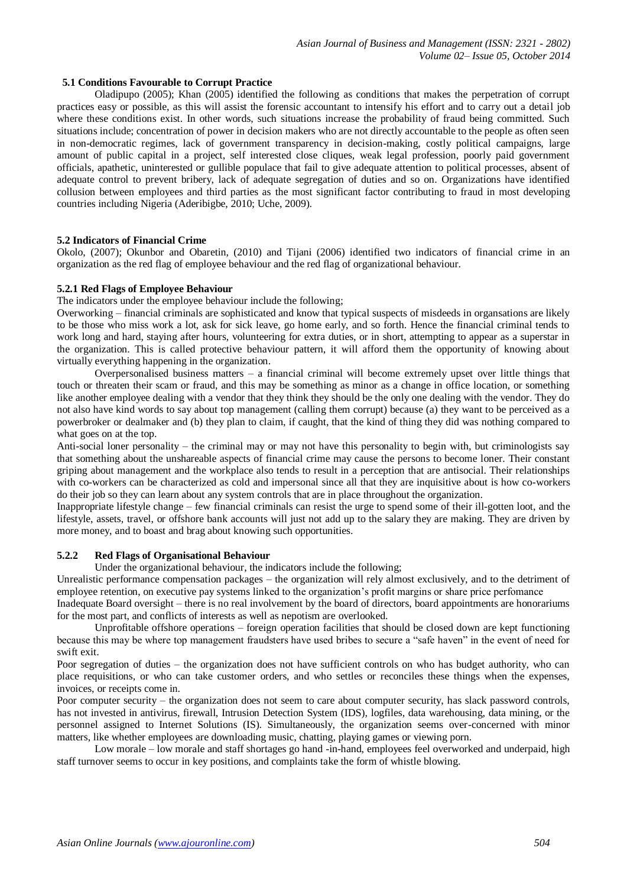### 5.1 Conditions Favourable to Corrupt Practice

Oladipupo (2005); Khan (2005) identified the following as conditions that makes the perpetration of corrupt practices easy or possible, as this will assist the forensic accountant to intensify his effort and to carry out a detail job where these conditions exist. In other words, such situations increase the probability of fraud being committed. Such situations include; concentration of power in decision makers who are not directly accountable to the people as often seen in non-democratic regimes, lack of government transparency in decision-making, costly political campaigns, large amount of public capital in a project, self interested close cliques, weak legal profession, poorly paid government officials, apathetic, uninterested or gullible populace that fail to give adequate attention to political processes, absent of adequate control to prevent bribery, lack of adequate segregation of duties and so on. Organizations have identified collusion between employees and third parties as the most significant factor contributing to fraud in most developing countries including Nigeria (Aderibigbe, 2010; Uche, 2009).

### 5.2 Indicators of Financial Crime

Okolo, (2007); Okunbor and Obaretin, (2010) and Tijani (2006) identified two indicators of financial crime in an organization as the red flag of employee behaviour and the red flag of organizational behaviour.

#### 5.2.1 Red Flags of Employee Behaviour

The indicators under the employee behaviour include the following;

Overworking – financial criminals are sophisticated and know that typical suspects of misdeeds in organsations are likely to be those who miss work a lot, ask for sick leave, go home early, and so forth. Hence the financial criminal tends to work long and hard, staying after hours, volunteering for extra duties, or in short, attempting to appear as a superstar in the organization. This is called protective behaviour pattern, it will afford them the opportunity of knowing about virtually everything happening in the organization.

Overpersonalised business matters – a financial criminal will become extremely upset over little things that touch or threaten their scam or fraud, and this may be something as minor as a change in office location, or something like another employee dealing with a vendor that they think they should be the only one dealing with the vendor. They do not also have kind words to say about top management (calling them corrupt) because (a) they want to be perceived as a powerbroker or dealmaker and (b) they plan to claim, if caught, that the kind of thing they did was nothing compared to what goes on at the top.

Anti-social loner personality – the criminal may or may not have this personality to begin with, but criminologists say that something about the unshareable aspects of financial crime may cause the persons to become loner. Their constant griping about management and the workplace also tends to result in a perception that are antisocial. Their relationships with co-workers can be characterized as cold and impersonal since all that they are inquisitive about is how co-workers do their job so they can learn about any system controls that are in place throughout the organization.

Inappropriate lifestyle change – few financial criminals can resist the urge to spend some of their ill-gotten loot, and the lifestyle, assets, travel, or offshore bank accounts will just not add up to the salary they are making. They are driven by more money, and to boast and brag about knowing such opportunities.

#### 5.2.2 Red Flags of Organisational Behaviour

Under the organizational behaviour, the indicators include the following;

Unrealistic performance compensation packages – the organization will rely almost exclusively, and to the detriment of employee retention, on executive pay systems linked to the organization's profit margins or share price perfomance

Inadequate Board oversight – there is no real involvement by the board of directors, board appointments are honorariums for the most part, and conflicts of interests as well as nepotism are overlooked.

Unprofitable offshore operations – foreign operation facilities that should be closed down are kept functioning because this may be where top management fraudsters have used bribes to secure a "safe haven" in the event of need for swift exit.

Poor segregation of duties – the organization does not have sufficient controls on who has budget authority, who can place requisitions, or who can take customer orders, and who settles or reconciles these things when the expenses, invoices, or receipts come in.

Poor computer security – the organization does not seem to care about computer security, has slack password controls, has not invested in antivirus, firewall, Intrusion Detection System (IDS), logfiles, data warehousing, data mining, or the personnel assigned to Internet Solutions (IS). Simultaneously, the organization seems over-concerned with minor matters, like whether employees are downloading music, chatting, playing games or viewing porn.

Low morale – low morale and staff shortages go hand -in-hand, employees feel overworked and underpaid, high staff turnover seems to occur in key positions, and complaints take the form of whistle blowing.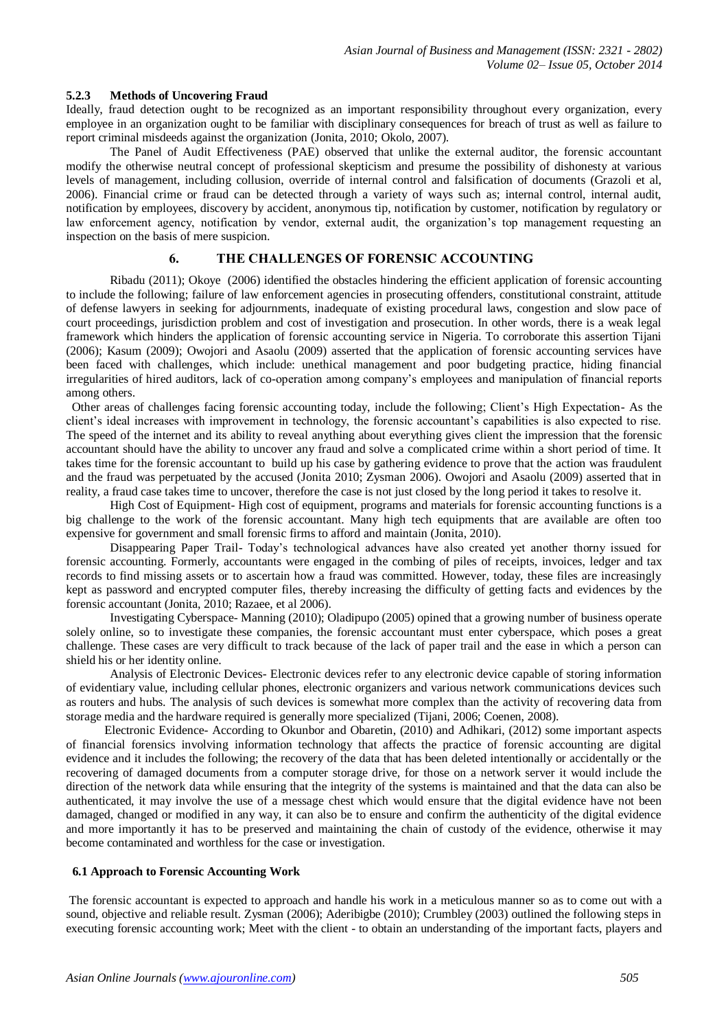### 5.2.3 Methods of Uncovering Fraud

Ideally, fraud detection ought to be recognized as an important responsibility throughout every organization, every employee in an organization ought to be familiar with disciplinary consequences for breach of trust as well as failure to report criminal misdeeds against the organization (Jonita, 2010; Okolo, 2007).

The Panel of Audit Effectiveness (PAE) observed that unlike the external auditor, the forensic accountant modify the otherwise neutral concept of professional skepticism and presume the possibility of dishonesty at various levels of management, including collusion, override of internal control and falsification of documents (Grazoli et al, 2006). Financial crime or fraud can be detected through a variety of ways such as; internal control, internal audit, notification by employees, discovery by accident, anonymous tip, notification by customer, notification by regulatory or law enforcement agency, notification by vendor, external audit, the organization's top management requesting an inspection on the basis of mere suspicion.

## 6. THE CHALLENGES OF FORENSIC ACCOUNTING

Ribadu (2011); Okoye (2006) identified the obstacles hindering the efficient application of forensic accounting to include the following; failure of law enforcement agencies in prosecuting offenders, constitutional constraint, attitude of defense lawyers in seeking for adjournments, inadequate of existing procedural laws, congestion and slow pace of court proceedings, jurisdiction problem and cost of investigation and prosecution. In other words, there is a weak legal framework which hinders the application of forensic accounting service in Nigeria. To corroborate this assertion Tijani (2006); Kasum (2009); Owojori and Asaolu (2009) asserted that the application of forensic accounting services have been faced with challenges, which include: unethical management and poor budgeting practice, hiding financial irregularities of hired auditors, lack of co-operation among company's employees and manipulation of financial reports among others.

Other areas of challenges facing forensic accounting today, include the following; Client's High Expectation- As the client's ideal increases with improvement in technology, the forensic accountant's capabilities is also expected to rise. The speed of the internet and its ability to reveal anything about everything gives client the impression that the forensic accountant should have the ability to uncover any fraud and solve a complicated crime within a short period of time. It takes time for the forensic accountant to build up his case by gathering evidence to prove that the action was fraudulent and the fraud was perpetuated by the accused (Jonita 2010; Zysman 2006). Owojori and Asaolu (2009) asserted that in reality, a fraud case takes time to uncover, therefore the case is not just closed by the long period it takes to resolve it.

High Cost of Equipment- High cost of equipment, programs and materials for forensic accounting functions is a big challenge to the work of the forensic accountant. Many high tech equipments that are available are often too expensive for government and small forensic firms to afford and maintain (Jonita, 2010).

Disappearing Paper Trail- Today's technological advances have also created yet another thorny issued for forensic accounting. Formerly, accountants were engaged in the combing of piles of receipts, invoices, ledger and tax records to find missing assets or to ascertain how a fraud was committed. However, today, these files are increasingly kept as password and encrypted computer files, thereby increasing the difficulty of getting facts and evidences by the forensic accountant (Jonita, 2010; Razaee, et al 2006).

Investigating Cyberspace- Manning (2010); Oladipupo (2005) opined that a growing number of business operate solely online, so to investigate these companies, the forensic accountant must enter cyberspace, which poses a great challenge. These cases are very difficult to track because of the lack of paper trail and the ease in which a person can shield his or her identity online.

Analysis of Electronic Devices- Electronic devices refer to any electronic device capable of storing information of evidentiary value, including cellular phones, electronic organizers and various network communications devices such as routers and hubs. The analysis of such devices is somewhat more complex than the activity of recovering data from storage media and the hardware required is generally more specialized (Tijani, 2006; Coenen, 2008).

Electronic Evidence- According to Okunbor and Obaretin, (2010) and Adhikari, (2012) some important aspects of financial forensics involving information technology that affects the practice of forensic accounting are digital evidence and it includes the following; the recovery of the data that has been deleted intentionally or accidentally or the recovering of damaged documents from a computer storage drive, for those on a network server it would include the direction of the network data while ensuring that the integrity of the systems is maintained and that the data can also be authenticated, it may involve the use of a message chest which would ensure that the digital evidence have not been damaged, changed or modified in any way, it can also be to ensure and confirm the authenticity of the digital evidence and more importantly it has to be preserved and maintaining the chain of custody of the evidence, otherwise it may become contaminated and worthless for the case or investigation.

### 6.1 Approach to Forensic Accounting Work

The forensic accountant is expected to approach and handle his work in a meticulous manner so as to come out with a sound, objective and reliable result. Zysman (2006); Aderibigbe (2010); Crumbley (2003) outlined the following steps in executing forensic accounting work; Meet with the client - to obtain an understanding of the important facts, players and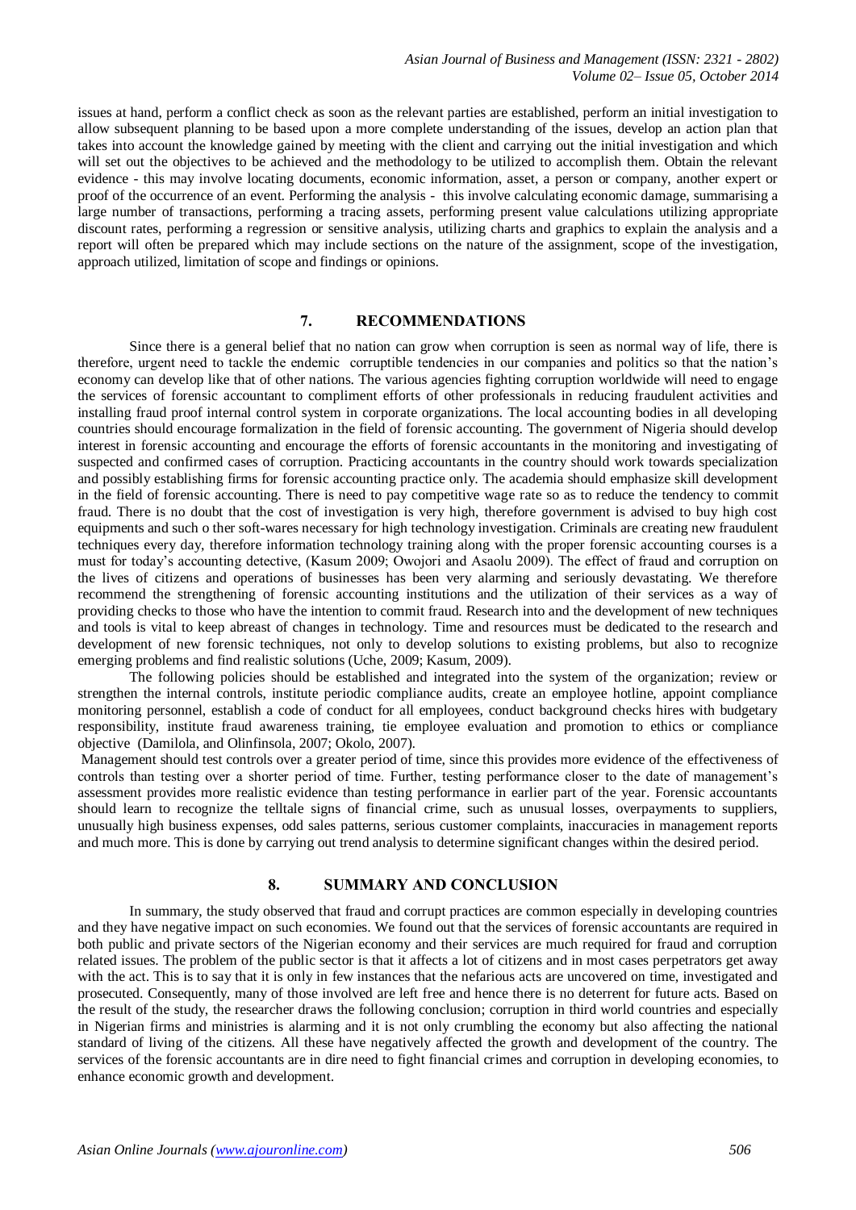issues at hand, perform a conflict check as soon as the relevant parties are established, perform an initial investigation to allow subsequent planning to be based upon a more complete understanding of the issues, develop an action plan that takes into account the knowledge gained by meeting with the client and carrying out the initial investigation and which will set out the objectives to be achieved and the methodology to be utilized to accomplish them. Obtain the relevant evidence - this may involve locating documents, economic information, asset, a person or company, another expert or proof of the occurrence of an event. Performing the analysis - this involve calculating economic damage, summarising a large number of transactions, performing a tracing assets, performing present value calculations utilizing appropriate discount rates, performing a regression or sensitive analysis, utilizing charts and graphics to explain the analysis and a report will often be prepared which may include sections on the nature of the assignment, scope of the investigation, approach utilized, limitation of scope and findings or opinions.

## 7. RECOMMENDATIONS

Since there is a general belief that no nation can grow when corruption is seen as normal way of life, there is therefore, urgent need to tackle the endemic corruptible tendencies in our companies and politics so that the nation's economy can develop like that of other nations. The various agencies fighting corruption worldwide will need to engage the services of forensic accountant to compliment efforts of other professionals in reducing fraudulent activities and installing fraud proof internal control system in corporate organizations. The local accounting bodies in all developing countries should encourage formalization in the field of forensic accounting. The government of Nigeria should develop interest in forensic accounting and encourage the efforts of forensic accountants in the monitoring and investigating of suspected and confirmed cases of corruption. Practicing accountants in the country should work towards specialization and possibly establishing firms for forensic accounting practice only. The academia should emphasize skill development in the field of forensic accounting. There is need to pay competitive wage rate so as to reduce the tendency to commit fraud. There is no doubt that the cost of investigation is very high, therefore government is advised to buy high cost equipments and such o ther soft-wares necessary for high technology investigation. Criminals are creating new fraudulent techniques every day, therefore information technology training along with the proper forensic accounting courses is a must for today's accounting detective, (Kasum 2009; Owojori and Asaolu 2009). The effect of fraud and corruption on the lives of citizens and operations of businesses has been very alarming and seriously devastating. We therefore recommend the strengthening of forensic accounting institutions and the utilization of their services as a way of providing checks to those who have the intention to commit fraud. Research into and the development of new techniques and tools is vital to keep abreast of changes in technology. Time and resources must be dedicated to the research and development of new forensic techniques, not only to develop solutions to existing problems, but also to recognize emerging problems and find realistic solutions (Uche, 2009; Kasum, 2009).

The following policies should be established and integrated into the system of the organization; review or strengthen the internal controls, institute periodic compliance audits, create an employee hotline, appoint compliance monitoring personnel, establish a code of conduct for all employees, conduct background checks hires with budgetary responsibility, institute fraud awareness training, tie employee evaluation and promotion to ethics or compliance objective (Damilola, and Olinfinsola, 2007; Okolo, 2007).

Management should test controls over a greater period of time, since this provides more evidence of the effectiveness of controls than testing over a shorter period of time. Further, testing performance closer to the date of management's assessment provides more realistic evidence than testing performance in earlier part of the year. Forensic accountants should learn to recognize the telltale signs of financial crime, such as unusual losses, overpayments to suppliers, unusually high business expenses, odd sales patterns, serious customer complaints, inaccuracies in management reports and much more. This is done by carrying out trend analysis to determine significant changes within the desired period.

## 8. SUMMARY AND CONCLUSION

In summary, the study observed that fraud and corrupt practices are common especially in developing countries and they have negative impact on such economies. We found out that the services of forensic accountants are required in both public and private sectors of the Nigerian economy and their services are much required for fraud and corruption related issues. The problem of the public sector is that it affects a lot of citizens and in most cases perpetrators get away with the act. This is to say that it is only in few instances that the nefarious acts are uncovered on time, investigated and prosecuted. Consequently, many of those involved are left free and hence there is no deterrent for future acts. Based on the result of the study, the researcher draws the following conclusion; corruption in third world countries and especially in Nigerian firms and ministries is alarming and it is not only crumbling the economy but also affecting the national standard of living of the citizens. All these have negatively affected the growth and development of the country. The services of the forensic accountants are in dire need to fight financial crimes and corruption in developing economies, to enhance economic growth and development.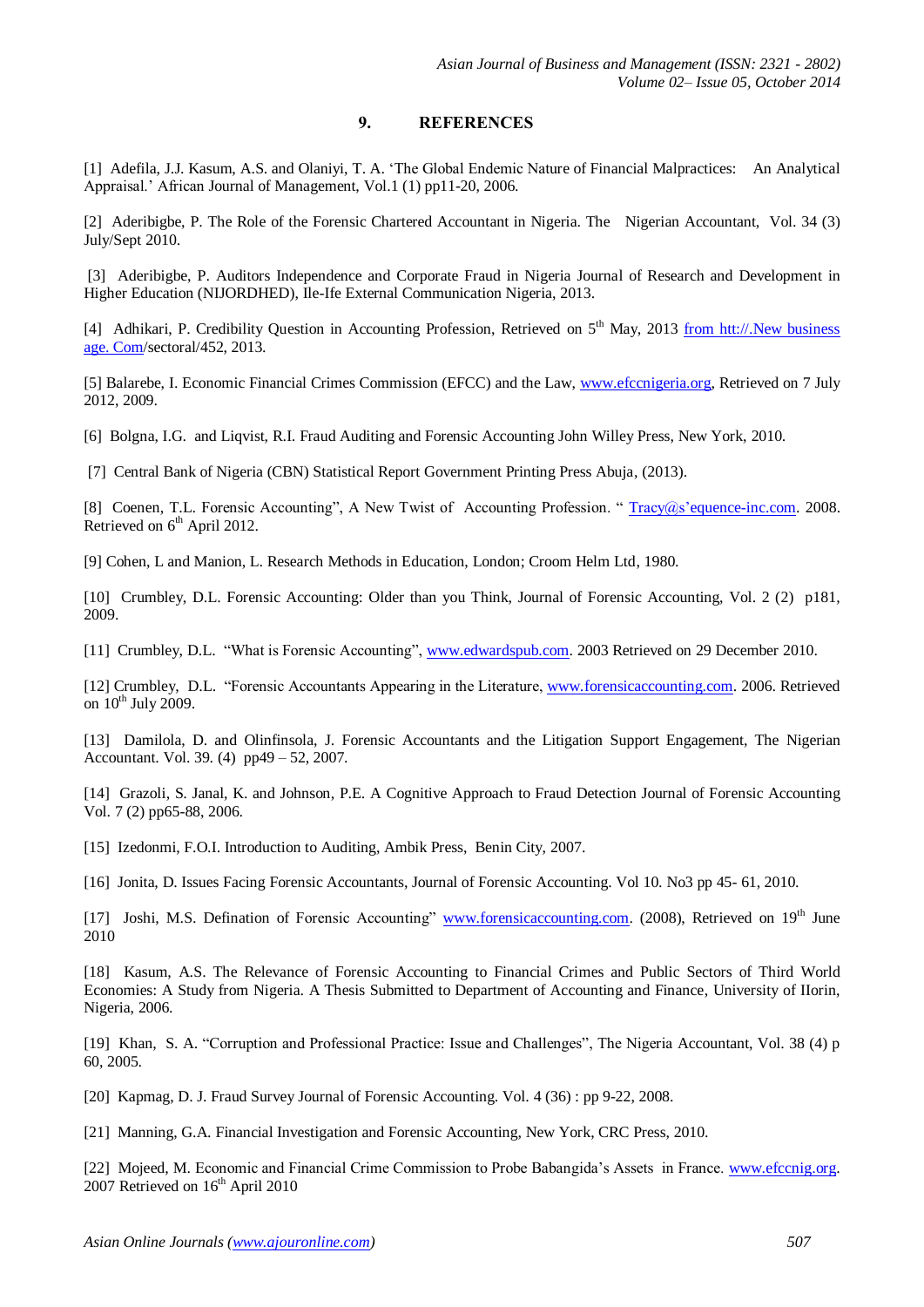## 9. REFERENCES

[1] Adefila, J.J. Kasum, A.S. and Olaniyi, T. A. 'The Global Endemic Nature of Financial Malpractices: An Analytical Appraisal.' African Journal of Management, Vol.1 (1) pp11-20, 2006.

[2] Aderibigbe, P. The Role of the Forensic Chartered Accountant in Nigeria. The Nigerian Accountant, Vol. 34 (3) July/Sept 2010.

[3] Aderibigbe, P. Auditors Independence and Corporate Fraud in Nigeria Journal of Research and Development in Higher Education (NIJORDHED), Ile-Ife External Communication Nigeria, 2013.

[4] Adhikari, P. Credibility Question in Accounting Profession, Retrieved on 5th May, 2013 from htt://.New business age. Com/sectoral/452, 2013.

[5] Balarebe, I. Economic Financial Crimes Commission (EFCC) and the Law, www.efccnigeria.org, Retrieved on 7 July 2012, 2009.

[6] Bolgna, I.G. and Liqvist, R.I. Fraud Auditing and Forensic Accounting John Willey Press, New York, 2010.

[7] Central Bank of Nigeria (CBN) Statistical Report Government Printing Press Abuja, (2013).

[8] Coenen, T.L. Forensic Accounting", A New Twist of Accounting Profession. " Tracy@s'equence-inc.com. 2008. Retrieved on 6th April 2012.

[9] Cohen, L and Manion, L. Research Methods in Education, London; Croom Helm Ltd, 1980.

[10] Crumbley, D.L. Forensic Accounting: Older than you Think, Journal of Forensic Accounting, Vol. 2 (2) p181, 2009.

[11] Crumbley, D.L. "What is Forensic Accounting", www.edwardspub.com. 2003 Retrieved on 29 December 2010.

[12] Crumbley, D.L. "Forensic Accountants Appearing in the Literature, www.forensicaccounting.com. 2006. Retrieved on 10th July 2009.

[13] Damilola, D. and Olinfinsola, J. Forensic Accountants and the Litigation Support Engagement, The Nigerian Accountant. Vol. 39. (4) pp49 – 52, 2007.

[14] Grazoli, S. Janal, K. and Johnson, P.E. A Cognitive Approach to Fraud Detection Journal of Forensic Accounting Vol. 7 (2) pp65-88, 2006.

[15] Izedonmi, F.O.I. Introduction to Auditing, Ambik Press, Benin City, 2007.

[16] Jonita, D. Issues Facing Forensic Accountants, Journal of Forensic Accounting. Vol 10. No3 pp 45- 61, 2010.

[17] Joshi, M.S. Defination of Forensic Accounting" www.forensicaccounting.com. (2008), Retrieved on 19th June 2010

[18] Kasum, A.S. The Relevance of Forensic Accounting to Financial Crimes and Public Sectors of Third World Economies: A Study from Nigeria. A Thesis Submitted to Department of Accounting and Finance, University of IIorin, Nigeria, 2006.

[19] Khan, S. A. "Corruption and Professional Practice: Issue and Challenges", The Nigeria Accountant, Vol. 38 (4) p 60, 2005.

[20] Kapmag, D. J. Fraud Survey Journal of Forensic Accounting. Vol. 4 (36) : pp 9-22, 2008.

[21] Manning, G.A. Financial Investigation and Forensic Accounting, New York, CRC Press, 2010.

[22] Mojeed, M. Economic and Financial Crime Commission to Probe Babangida's Assets in France. www.efccnig.org. 2007 Retrieved on 16th April 2010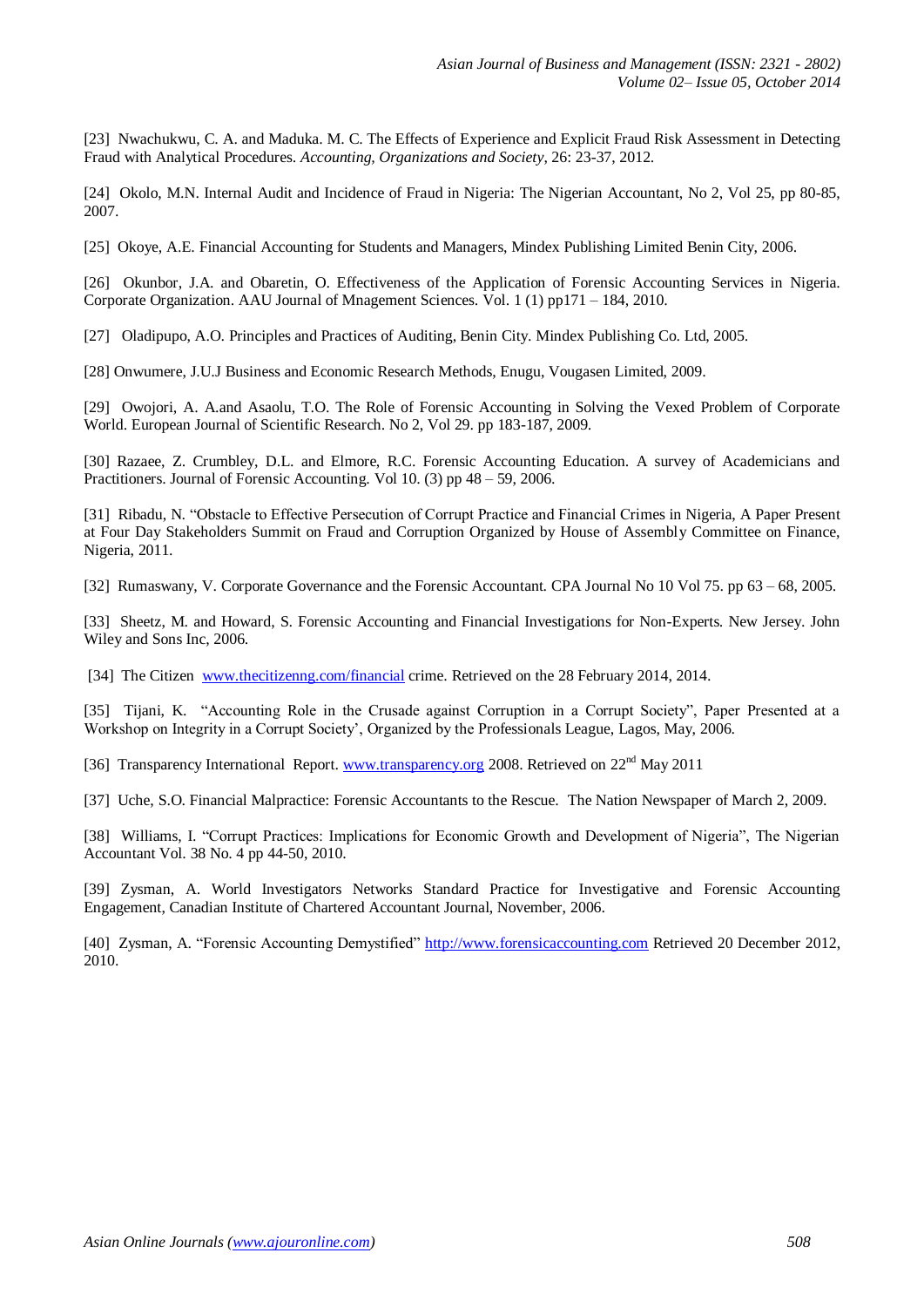[23] Nwachukwu, C. A. and Maduka. M. C. The Effects of Experience and Explicit Fraud Risk Assessment in Detecting Fraud with Analytical Procedures. *Accounting, Organizations and Society*, 26: 23-37, 2012.

[24] Okolo, M.N. Internal Audit and Incidence of Fraud in Nigeria: The Nigerian Accountant, No 2, Vol 25, pp 80-85, 2007.

[25] Okoye, A.E. Financial Accounting for Students and Managers, Mindex Publishing Limited Benin City, 2006.

[26] Okunbor, J.A. and Obaretin, O. Effectiveness of the Application of Forensic Accounting Services in Nigeria. Corporate Organization. AAU Journal of Mnagement Sciences. Vol. 1 (1) pp171 – 184, 2010.

[27] Oladipupo, A.O. Principles and Practices of Auditing, Benin City. Mindex Publishing Co. Ltd, 2005.

[28] Onwumere, J.U.J Business and Economic Research Methods, Enugu, Vougasen Limited, 2009.

[29] Owojori, A. A.and Asaolu, T.O. The Role of Forensic Accounting in Solving the Vexed Problem of Corporate World. European Journal of Scientific Research. No 2, Vol 29. pp 183-187, 2009.

[30] Razaee, Z. Crumbley, D.L. and Elmore, R.C. Forensic Accounting Education. A survey of Academicians and Practitioners. Journal of Forensic Accounting. Vol 10. (3) pp 48 – 59, 2006.

[31] Ribadu, N. "Obstacle to Effective Persecution of Corrupt Practice and Financial Crimes in Nigeria, A Paper Present at Four Day Stakeholders Summit on Fraud and Corruption Organized by House of Assembly Committee on Finance, Nigeria, 2011.

[32] Rumaswany, V. Corporate Governance and the Forensic Accountant. CPA Journal No 10 Vol 75. pp 63 – 68, 2005.

[33] Sheetz, M. and Howard, S. Forensic Accounting and Financial Investigations for Non-Experts. New Jersey. John Wiley and Sons Inc, 2006.

[34] The Citizen www.thecitizenng.com/financial crime. Retrieved on the 28 February 2014, 2014.

[35] Tijani, K. "Accounting Role in the Crusade against Corruption in a Corrupt Society", Paper Presented at a Workshop on Integrity in a Corrupt Society', Organized by the Professionals League, Lagos, May, 2006.

[36] Transparency International Report. www.transparency.org 2008. Retrieved on 22nd May 2011

[37] Uche, S.O. Financial Malpractice: Forensic Accountants to the Rescue. The Nation Newspaper of March 2, 2009.

[38] Williams, I. "Corrupt Practices: Implications for Economic Growth and Development of Nigeria", The Nigerian Accountant Vol. 38 No. 4 pp 44-50, 2010.

[39] Zysman, A. World Investigators Networks Standard Practice for Investigative and Forensic Accounting Engagement, Canadian Institute of Chartered Accountant Journal, November, 2006.

[40] Zysman, A. "Forensic Accounting Demystified" http://www.forensicaccounting.com Retrieved 20 December 2012, 2010.